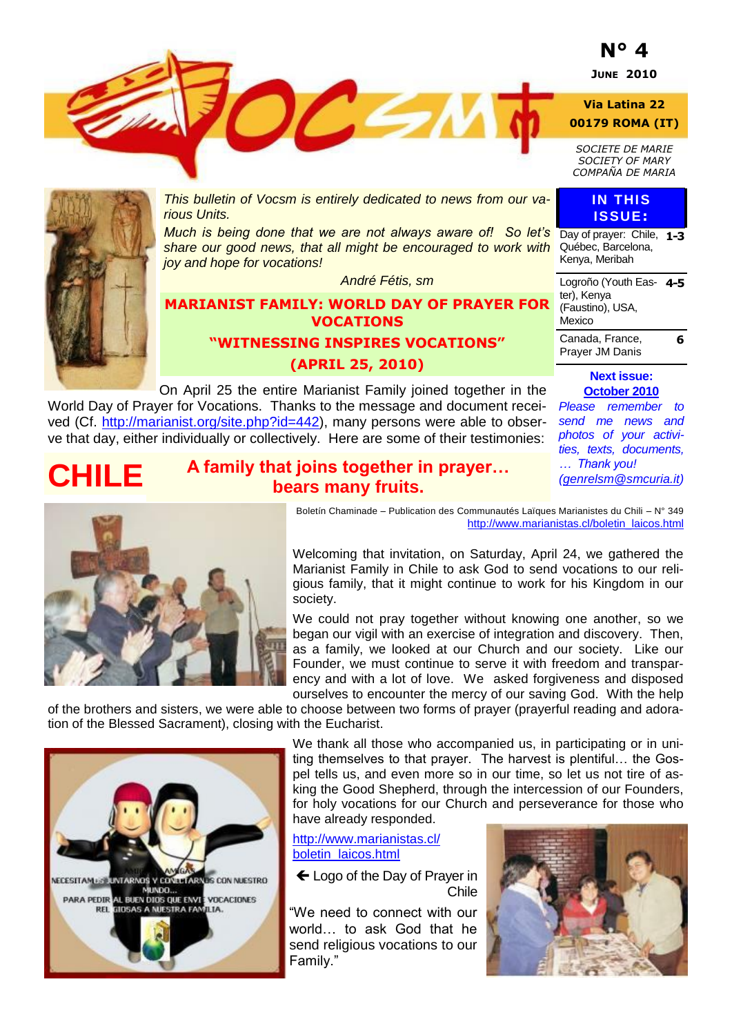# VOCSM

**N° 4**
**JUNE 2010**

**Via Latina 22**
**00179 ROMA (IT)**

*SOCIETE DE MARIE*
*SOCIETY OF MARY*
*COMPAÑA DE MARIA*

## IN THIS ISSUE:

| | |
|---|---|
| Day of prayer: Chile, Québec, Barcelona, Kenya, Meribah | **1-3** |
| Logroño (Youth Easter), Kenya (Faustino), USA, Mexico | **4-5** |
| Canada, France, Prayer JM Danis | **6** |

**Next issue: October 2010**

*Please remember to send me news and photos of your activities, texts, documents, … Thank you! (genrelsm@smcuria.it)*

*This bulletin of Vocsm is entirely dedicated to news from our various Units.*

*Much is being done that we are not always aware of! So let's share our good news, that all might be encouraged to work with joy and hope for vocations!*

*André Fétis, sm*

## MARIANIST FAMILY: WORLD DAY OF PRAYER FOR VOCATIONS

## "WITNESSING INSPIRES VOCATIONS"

## (APRIL 25, 2010)

On April 25 the entire Marianist Family joined together in the World Day of Prayer for Vocations. Thanks to the message and document received (Cf. http://marianist.org/site.php?id=442), many persons were able to observe that day, either individually or collectively. Here are some of their testimonies:

# CHILE

## A family that joins together in prayer… bears many fruits.

Boletín Chaminade – Publication des Communautés Laïques Marianistes du Chili – N° 349
http://www.marianistas.cl/boletin_laicos.html

Welcoming that invitation, on Saturday, April 24, we gathered the Marianist Family in Chile to ask God to send vocations to our religious family, that it might continue to work for his Kingdom in our society.

We could not pray together without knowing one another, so we began our vigil with an exercise of integration and discovery. Then, as a family, we looked at our Church and our society. Like our Founder, we must continue to serve it with freedom and transparency and with a lot of love. We asked forgiveness and disposed ourselves to encounter the mercy of our saving God. With the help of the brothers and sisters, we were able to choose between two forms of prayer (prayerful reading and adoration of the Blessed Sacrament), closing with the Eucharist.

We thank all those who accompanied us, in participating or in uniting themselves to that prayer. The harvest is plentiful… the Gospel tells us, and even more so in our time, so let us not tire of asking the Good Shepherd, through the intercession of our Founders, for holy vocations for our Church and perseverance for those who have already responded.

http://www.marianistas.cl/boletin_laicos.html

← Logo of the Day of Prayer in Chile

"We need to connect with our world… to ask God that he send religious vocations to our Family."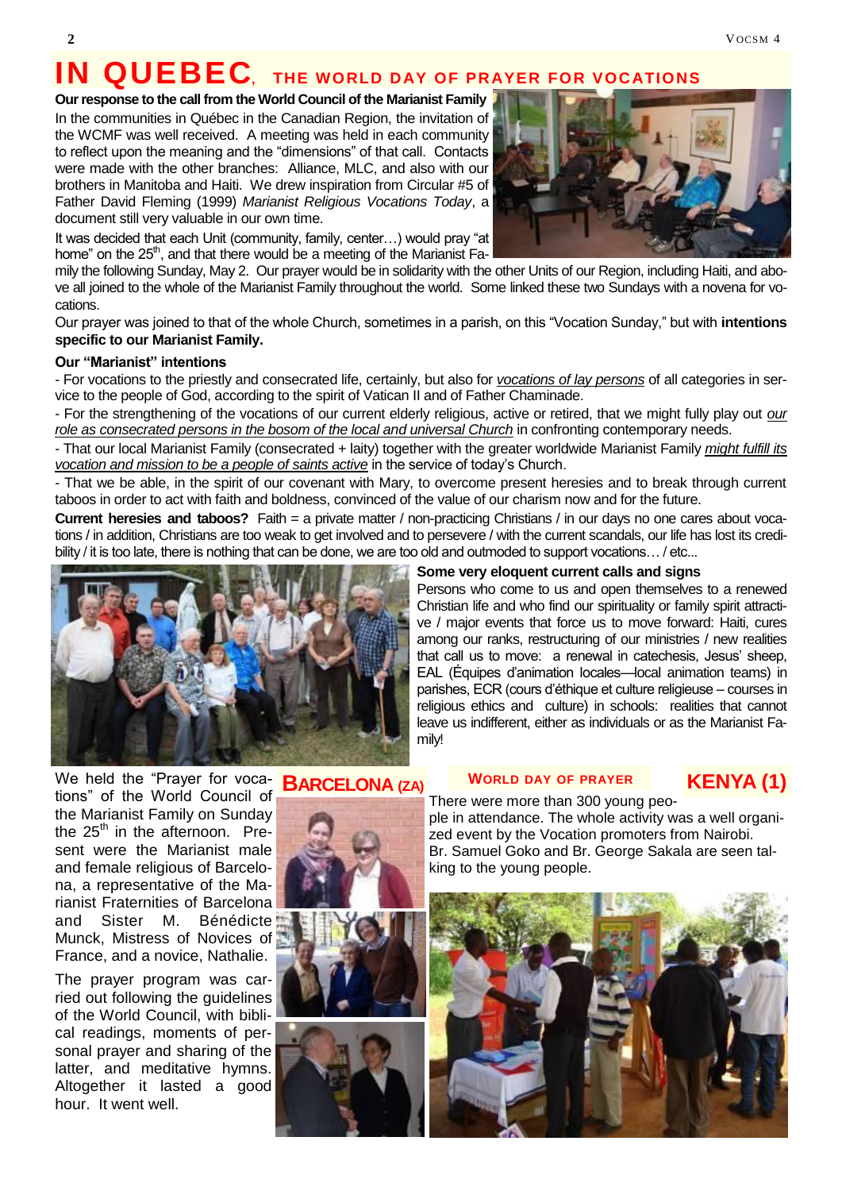# IN QUEBEC, THE WORLD DAY OF PRAYER FOR VOCATIONS

**Our response to the call from the World Council of the Marianist Family**

In the communities in the Canadian Region, the invitation of the WCMF was well received. A meeting was held in each community to reflect upon the meaning and the "dimensions" of that call. Contacts were made with the other branches: Alliance, MLC, and also with our brothers in Manitoba and Haiti. We drew inspiration from Circular #5 of Father David Fleming (1999) *Marianist Religious Vocations Today*, a document still very valuable in our own time.

It was decided that each Unit (community, family, center…) would pray "at home" on the 25th, and that there would be a meeting of the Marianist Family the following Sunday, May 2. Our prayer would be in solidarity with the other Units of our Region, including Haiti, and above all joined to the whole of the Marianist Family throughout the world. Some linked these two Sundays with a novena for vocations.

Our prayer was joined to that of the whole Church, sometimes in a parish, on this "Vocation Sunday," but with **intentions specific to our Marianist Family.**

**Our "Marianist" intentions**

- For vocations to the priestly and consecrated life, certainly, but also for *vocations of lay persons* of all categories in service to the people of God, according to the spirit of Vatican II and of Father Chaminade.

- For the strengthening of the vocations of our current elderly religious, active or retired, that we might fully play out *our role as consecrated persons in the bosom of the local and universal Church* in confronting contemporary needs.

- That our local Marianist Family (consecrated + laity) together with the greater worldwide Marianist Family *might fulfill its vocation and mission to be a people of saints active* in the service of today's Church.

- That we be able, in the spirit of our covenant with Mary, to overcome present heresies and to break through current taboos in order to act with faith and boldness, convinced of the value of our charism now and for the future.

**Current heresies and taboos?** Faith = a private matter / non-practicing Christians / in our days no one cares about vocations / in addition, Christians are too weak to get involved and to persevere / with the current scandals, our life has lost its credibility / it is too late, there is nothing that can be done, we are too old and outmoded to support vocations… / etc...

**Some very eloquent current calls and signs**

Persons who come to us and open themselves to a renewed Christian life and who find our spirituality or family spirit attractive / major events that force us to move forward: Haiti, cures among our ranks, restructuring of our ministries / new realities that call us to move: a renewal in catechesis, Jesus' sheep, EAL (Équipes d'animation locales—local animation teams) in parishes, ECR (cours d'éthique et culture religieuse – courses in religious ethics and culture) in schools: realities that cannot leave us indifferent, either as individuals or as the Marianist Family!

## BARCELONA (ZA)

We held the "Prayer for vocations" of the World Council of the Marianist Family on Sunday the 25th in the afternoon. Present were the Marianist male and female religious of Barcelona, a representative of the Marianist Fraternities of Barcelona and Sister M. Bénédicte Munck, Mistress of Novices of France, and a novice, Nathalie.

The prayer program was carried out following the guidelines of the World Council, with biblical readings, moments of personal prayer and sharing of the latter, and meditative hymns. Altogether it lasted a good hour. It went well.

## WORLD DAY OF PRAYER KENYA (1)

There were more than 300 young people in attendance. The whole activity was a well organized event by the Vocation promoters from Nairobi. Br. Samuel Goko and Br. George Sakala are seen talking to the young people.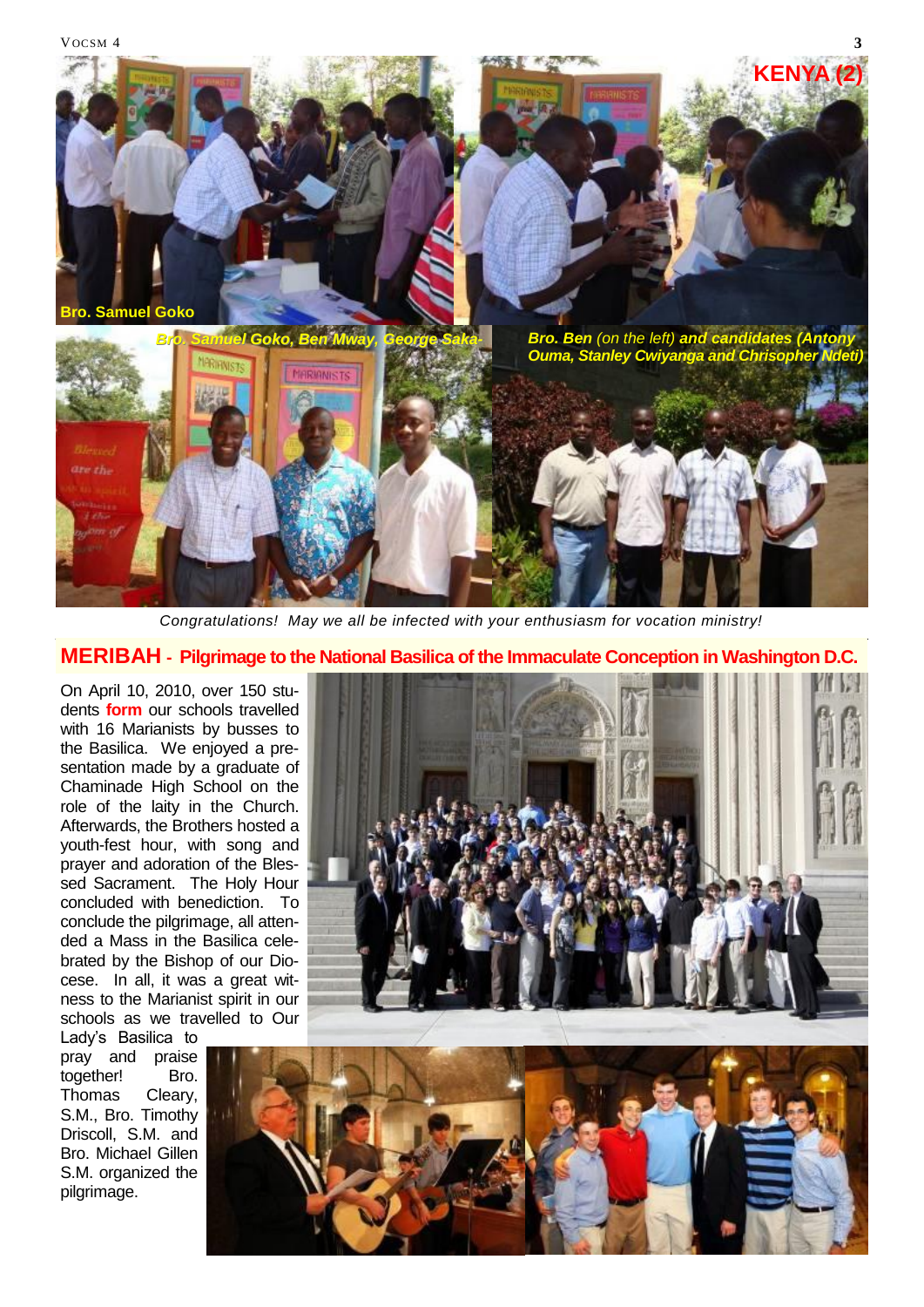## KENYA (2)

Bro. Samuel Goko

Bro. Samuel Goko, Ben Mway, George Saka-

**Bro. Ben** *(on the left)* ***and candidates (Antony Ouma, Stanley Cwiyanga and Chrisopher Ndeti)***

*Congratulations! May we all be infected with your enthusiasm for vocation ministry!*

## MERIBAH - Pilgrimage to the National Basilica of the Immaculate Conception in Washington D.C.

On April 10, 2010, over 150 students **form** our schools travelled with 16 Marianists by busses to the Basilica. We enjoyed a presentation made by a graduate of Chaminade High School on the role of the laity in the Church. Afterwards, the Brothers hosted a youth-fest hour, with song and prayer and adoration of the Blessed Sacrament. The Holy Hour concluded with benediction. To conclude the pilgrimage, all attended a Mass in the Basilica celebrated by the Bishop of our Diocese. In all, it was a great witness to the Marianist spirit in our schools as we travelled to Our Lady's Basilica to pray and praise together! Bro. Thomas Cleary, S.M., Bro. Timothy Driscoll, S.M. and Bro. Michael Gillen S.M. organized the pilgrimage.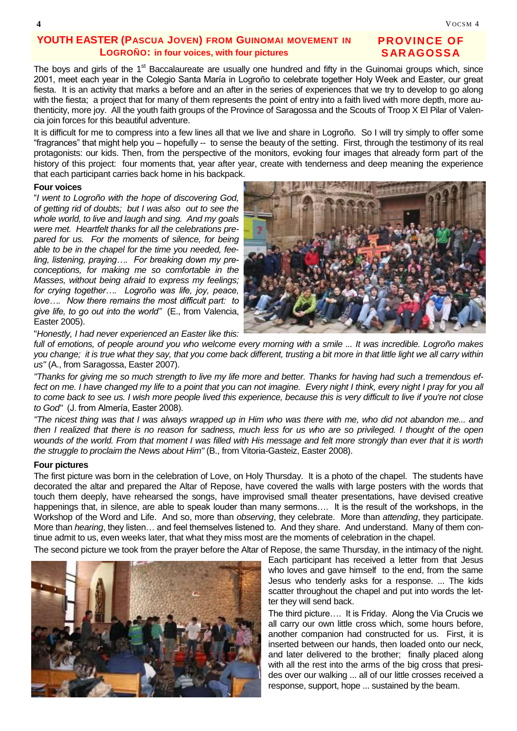## YOUTH EASTER (PASCUA JOVEN) FROM GUINOMAI MOVEMENT IN LOGROÑO: in four voices, with four pictures

**PROVINCE OF SARAGOSSA**

The boys and girls of the 1st Baccalaureate are usually one hundred and fifty in the Guinomai groups which, since 2001, meet each year in the Colegio Santa María in Logroño to celebrate together Holy Week and Easter, our great fiesta. It is an activity that marks a before and an after in the series of experiences that we try to develop to go along with the fiesta; a project that for many of them represents the point of entry into a faith lived with more depth, more authenticity, more joy. All the youth faith groups of the Province of Saragossa and the Scouts of Troop X El Pilar of Valencia join forces for this beautiful adventure.

It is difficult for me to compress into a few lines all that we live and share in Logroño. So I will try simply to offer some "fragrances" that might help you – hopefully -- to sense the beauty of the setting. First, through the testimony of its real protagonists: our kids. Then, from the perspective of the monitors, evoking four images that already form part of the history of this project: four moments that, year after year, create with tenderness and deep meaning the experience that each participant carries back home in his backpack.

**Four voices**

"*I went to Logroño with the hope of discovering God, of getting rid of doubts; but I was also out to see the whole world, to live and laugh and sing. And my goals were met. Heartfelt thanks for all the celebrations prepared for us. For the moments of silence, for being able to be in the chapel for the time you needed, feeling, listening, praying…. For breaking down my preconceptions, for making me so comfortable in the Masses, without being afraid to express my feelings; for crying together…. Logroño was life, joy, peace, love…. Now there remains the most difficult part: to give life, to go out into the world"* (E., from Valencia, Easter 2005).

"*Honestly, I had never experienced an Easter like this: full of emotions, of people around you who welcome every morning with a smile ... It was incredible. Logroño makes you change; it is true what they say, that you come back different, trusting a bit more in that little light we all carry within us"* (A., from Saragossa, Easter 2007).

*"Thanks for giving me so much strength to live my life more and better. Thanks for having had such a tremendous effect on me. I have changed my life to a point that you can not imagine. Every night I think, every night I pray for you all to come back to see us. I wish more people lived this experience, because this is very difficult to live if you're not close to God"* (J. from Almería, Easter 2008).

*"The nicest thing was that I was always wrapped up in Him who was there with me, who did not abandon me... and then I realized that there is no reason for sadness, much less for us who are so privileged. I thought of the open wounds of the world. From that moment I was filled with His message and felt more strongly than ever that it is worth the struggle to proclaim the News about Him"* (B., from Vitoria-Gasteiz, Easter 2008).

**Four pictures**

The first picture was born in the celebration of Love, on Holy Thursday. It is a photo of the chapel. The students have decorated the altar and prepared the Altar of Repose, have covered the walls with large posters with the words that touch them deeply, have rehearsed the songs, have improvised small theater presentations, have devised creative happenings that, in silence, are able to speak louder than many sermons…. It is the result of the workshops, in the Workshop of the Word and Life. And so, more than *observing*, they celebrate. More than *attending*, they participate. More than *hearing*, they listen… and feel themselves listened to. And they share. And understand. Many of them continue admit to us, even weeks later, that what they miss most are the moments of celebration in the chapel.

The second picture we took from the prayer before the Altar of Repose, the same Thursday, in the intimacy of the night. Each participant has received a letter from that Jesus who loves and gave himself to the end, from the same Jesus who tenderly asks for a response. ... The kids scatter throughout the chapel and put into words the letter they will send back.

The third picture…. It is Friday. Along the Via Crucis we all carry our own little cross which, some hours before, another companion had constructed for us. First, it is inserted between our hands, then loaded onto our neck, and later delivered to the brother; finally placed along with all the rest into the arms of the big cross that presides over our walking ... all of our little crosses received a response, support, hope ... sustained by the beam.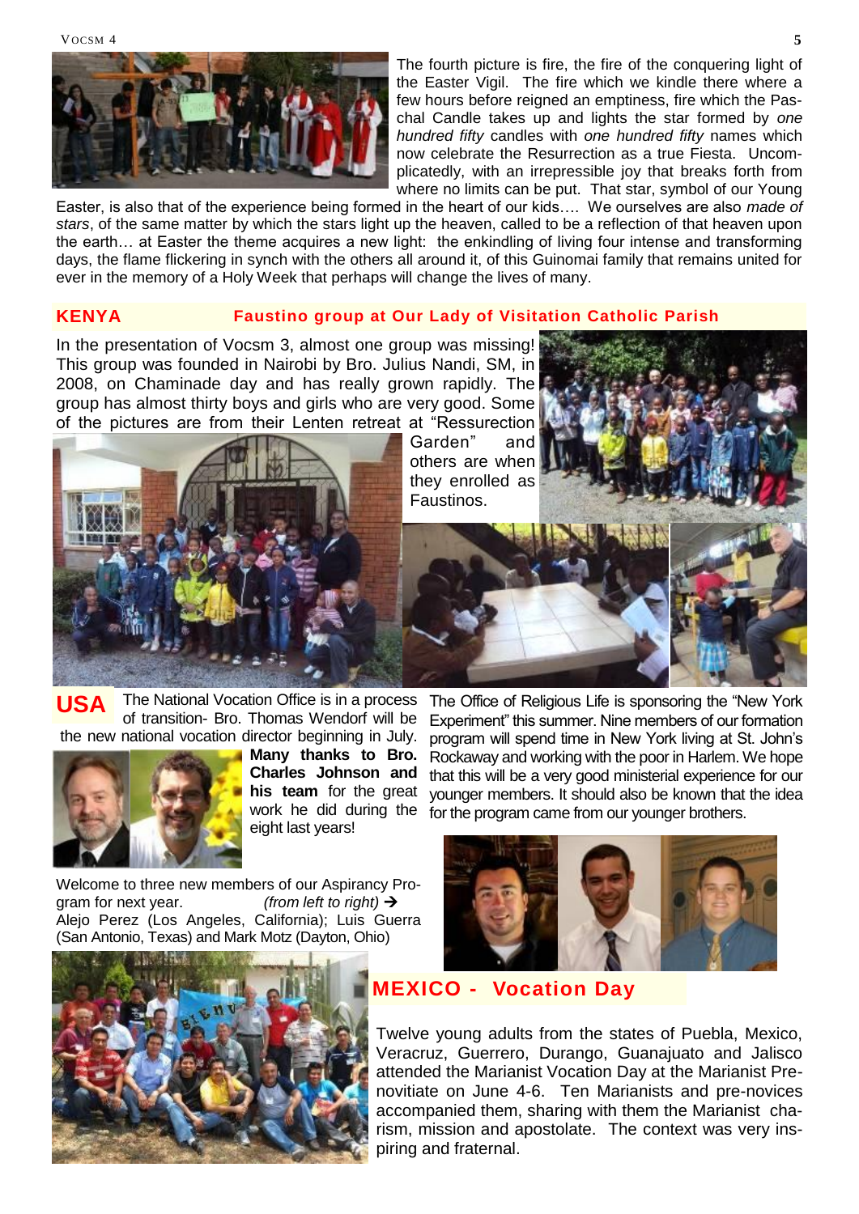The fourth picture is fire, the fire of the conquering light of the Easter Vigil. The fire which we kindle there where a few hours before reigned an emptiness, fire which the Paschal Candle takes up and lights the star formed by *one hundred fifty* candles with *one hundred fifty* names which now celebrate the Resurrection as a true Fiesta. Uncomplicatedly, with an irrepressible joy that breaks forth from where no limits can be put. That star, symbol of our Young Easter, is also that of the experience being formed in the heart of our kids…. We ourselves are also *made of stars*, of the same matter by which the stars light up the heaven, called to be a reflection of that heaven upon the earth… at Easter the theme acquires a new light: the enkindling of living four intense and transforming days, the flame flickering in synch with the others all around it, of this Guinomai family that remains united for ever in the memory of a Holy Week that perhaps will change the lives of many.

## KENYA — Faustino group at Our Lady of Visitation Catholic Parish

In the presentation of Vocsm 3, almost one group was missing! This group was founded in Nairobi by Bro. Julius Nandi, SM, in 2008, on Chaminade day and has really grown rapidly. The group has almost thirty boys and girls who are very good. Some of the pictures are from their Lenten retreat at "Ressurection Garden" and others are when they enrolled as Faustinos.

## USA

The National Vocation Office is in a process of transition- Bro. Thomas Wendorf will be the new national vocation director beginning in July. **Many thanks to Bro. Charles Johnson and his team** for the great work he did during the eight last years!

Welcome to three new members of our Aspirancy Program for next year. *(from left to right)* ➔
Alejo Perez (Los Angeles, California); Luis Guerra (San Antonio, Texas) and Mark Motz (Dayton, Ohio)

The Office of Religious Life is sponsoring the "New York Experiment" this summer. Nine members of our formation program will spend time in New York living at St. John's Rockaway and working with the poor in Harlem. We hope that this will be a very good ministerial experience for our younger members. It should also be known that the idea for the program came from our younger brothers.

## MEXICO - Vocation Day

Twelve young adults from the states of Puebla, Mexico, Veracruz, Guerrero, Durango, Guanajuato and Jalisco attended the Marianist Vocation Day at the Marianist Prenovitiate on June 4-6. Ten Marianists and pre-novices accompanied them, sharing with them the Marianist charism, mission and apostolate. The context was very inspiring and fraternal.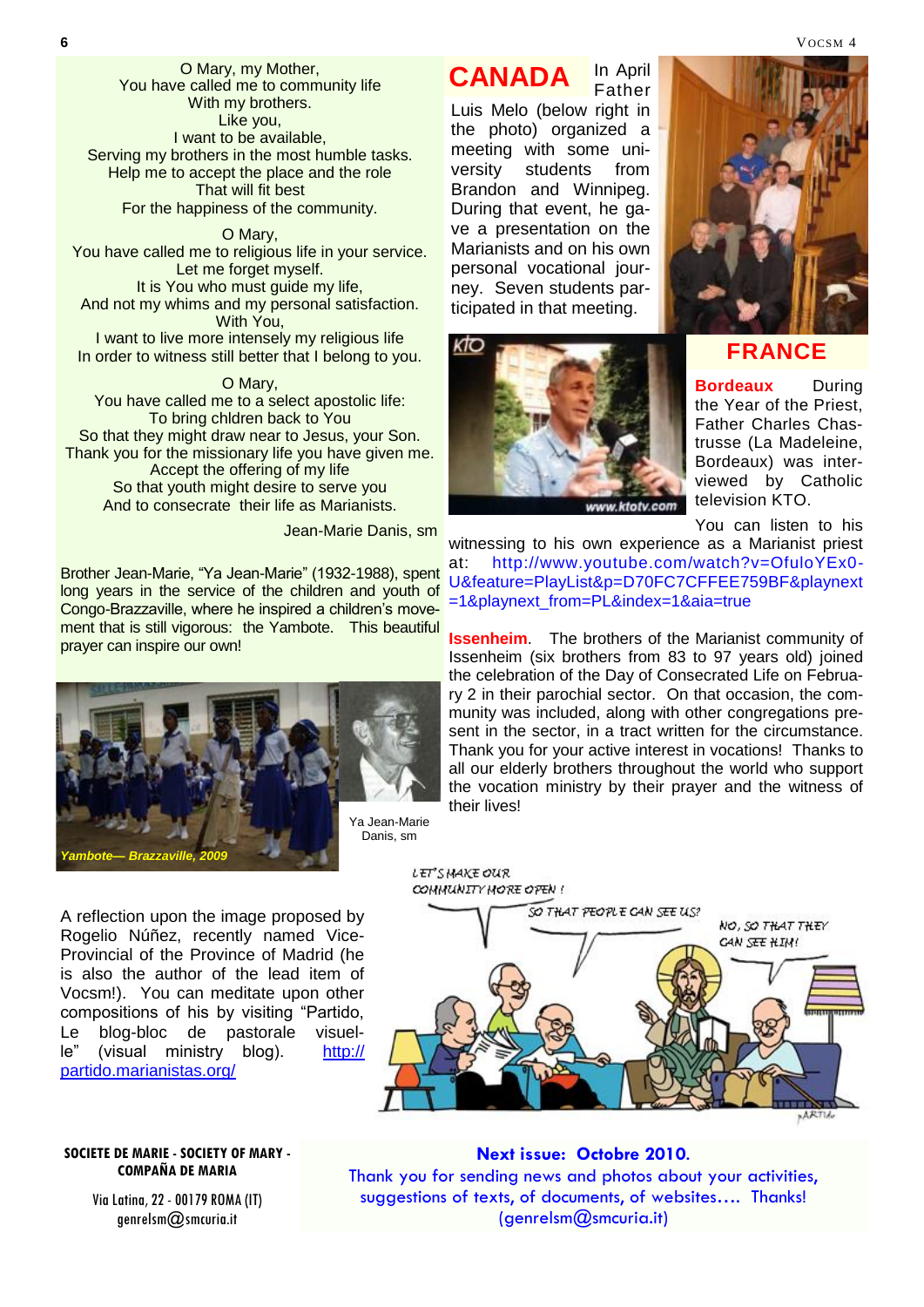O Mary, my Mother,
You have called me to community life
With my brothers.
Like you,
I want to be available,
Serving my brothers in the most humble tasks.
Help me to accept the place and the role
That will fit best
For the happiness of the community.

O Mary,
You have called me to religious life in your service.
Let me forget myself.
It is You who must guide my life,
And not my whims and my personal satisfaction.
With You,
I want to live more intensely my religious life
In order to witness still better that I belong to you.

O Mary,
You have called me to a select apostolic life:
To bring chldren back to You
So that they might draw near to Jesus, your Son.
Thank you for the missionary life you have given me.
Accept the offering of my life
So that youth might desire to serve you
And to consecrate their life as Marianists.

Jean-Marie Danis, sm

Brother Jean-Marie, "Ya Jean-Marie" (1932-1988), spent long years in the service of the children and youth of Congo-Brazzaville, where he inspired a children's movement that is still vigorous: the Yambote. This beautiful prayer can inspire our own!

*Yambote— Brazzaville, 2009*

Ya Jean-Marie Danis, sm

A reflection upon the image proposed by Rogelio Núñez, recently named Vice-Provincial of the Province of Madrid (he is also the author of the lead item of Vocsm!). You can meditate upon other compositions of his by visiting "Partido, Le blog-bloc de pastorale visuelle" (visual ministry blog). http://partido.marianistas.org/

## CANADA

In April Father Luis Melo (below right in the photo) organized a meeting with some university students from Brandon and Winnipeg. During that event, he gave a presentation on the Marianists and on his own personal vocational journey. Seven students participated in that meeting.

## FRANCE

**Bordeaux** During the Year of the Priest, Father Charles Chastrusse (La Madeleine, Bordeaux) was interviewed by Catholic television KTO.

You can listen to his witnessing to his own experience as a Marianist priest at: http://www.youtube.com/watch?v=OfuloYEx0-U&feature=PlayList&p=D70FC7CFFEE759BF&playnext=1&playnext_from=PL&index=1&aia=true

**Issenheim**. The brothers of the Marianist community of Issenheim (six brothers from 83 to 97 years old) joined the celebration of the Day of Consecrated Life on February 2 in their parochial sector. On that occasion, the community was included, along with other congregations present in the sector, in a tract written for the circumstance. Thank you for your active interest in vocations! Thanks to all our elderly brothers throughout the world who support the vocation ministry by their prayer and the witness of their lives!

**SOCIETE DE MARIE - SOCIETY OF MARY - COMPAÑA DE MARIA**

Via Latina, 22 - 00179 ROMA (IT)
genrelsm@smcuria.it

**Next issue: Octobre 2010.**
Thank you for sending news and photos about your activities, suggestions of texts, of documents, of websites…. Thanks! (genrelsm@smcuria.it)